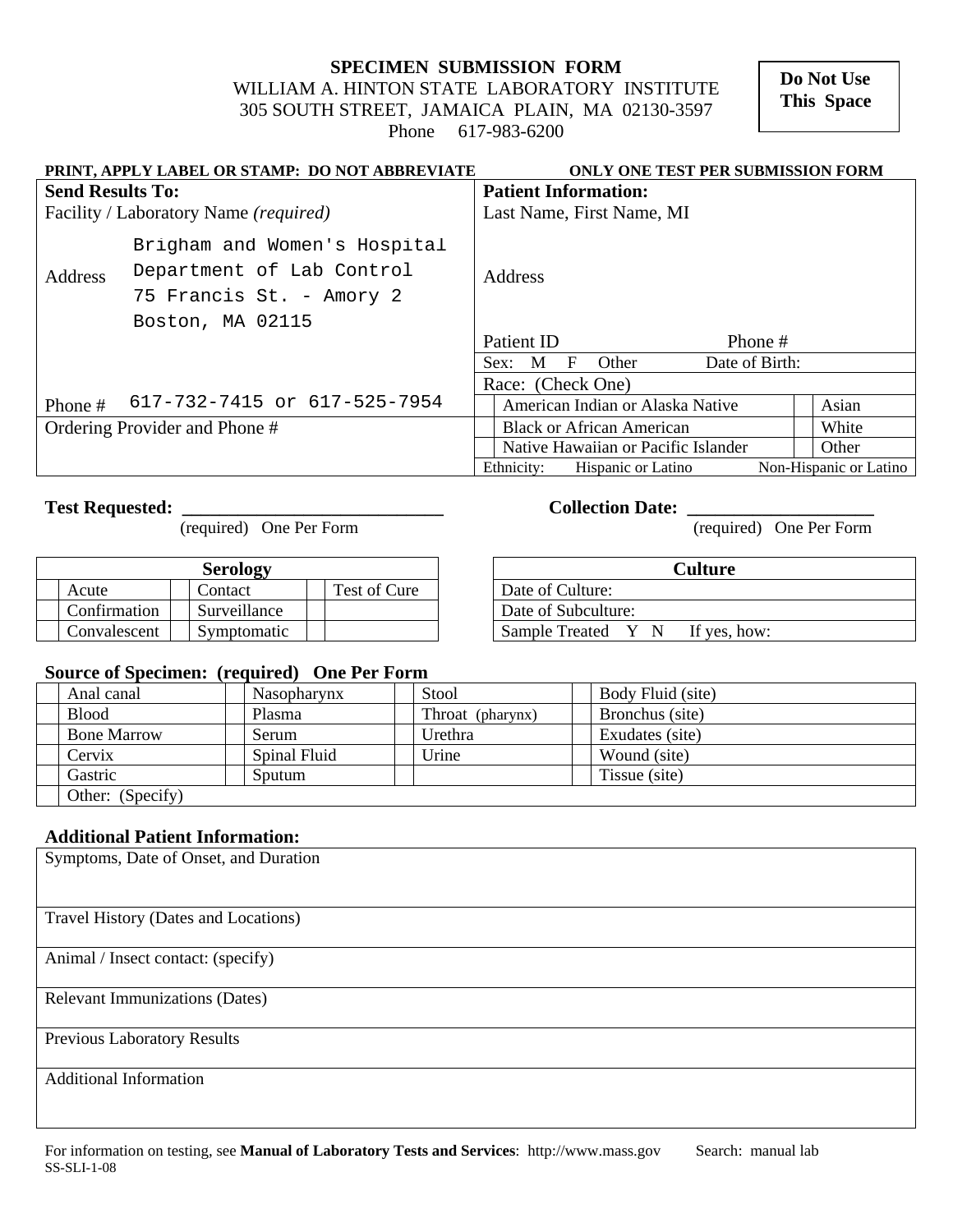# SPECIMEN SUBMISSION FORM

WILLIAM A. HINTON STATE LABORATORY INSTITUTE
305 SOUTH STREET, JAMAICA PLAIN, MA 02130-3597
Phone 617-983-6200

**Do Not Use This Space**

**PRINT, APPLY LABEL OR STAMP: DO NOT ABBREVIATE** — **ONLY ONE TEST PER SUBMISSION FORM**

| **Send Results To:** | **Patient Information:** |
|---|---|
| Facility / Laboratory Name *(required)* | Last Name, First Name, MI |
| Address: Brigham and Women's Hospital, Department of Lab Control, 75 Francis St. - Amory 2, Boston, MA 02115 | Address |
| | Patient ID — Phone # |
| | Sex: M F Other — Date of Birth: |
| | Race: (Check One) |
| Phone # 617-732-7415 or 617-525-7954 | ☐ American Indian or Alaska Native ☐ Asian |
| Ordering Provider and Phone # | ☐ Black or African American ☐ White |
| | ☐ Native Hawaiian or Pacific Islander ☐ Other |
| | Ethnicity: Hispanic or Latino — Non-Hispanic or Latino |

**Test Requested:** ___________________________ (required) One Per Form

**Collection Date:** ___________________ (required) One Per Form

| | **Serology** | | | | |
|---|---|---|---|---|---|
| | Acute | | Contact | | Test of Cure |
| | Confirmation | | Surveillance | | |
| | Convalescent | | Symptomatic | | |

| **Culture** |
|---|
| Date of Culture: |
| Date of Subculture: |
| Sample Treated Y N If yes, how: |

**Source of Specimen: (required) One Per Form**

| | | | | | | | |
|---|---|---|---|---|---|---|---|
| | Anal canal | | Nasopharynx | | Stool | | Body Fluid (site) |
| | Blood | | Plasma | | Throat (pharynx) | | Bronchus (site) |
| | Bone Marrow | | Serum | | Urethra | | Exudates (site) |
| | Cervix | | Spinal Fluid | | Urine | | Wound (site) |
| | Gastric | | Sputum | | | | Tissue (site) |
| | Other: (Specify) | | | | | | |

**Additional Patient Information:**

| |
|---|
| Symptoms, Date of Onset, and Duration |
| Travel History (Dates and Locations) |
| Animal / Insect contact: (specify) |
| Relevant Immunizations (Dates) |
| Previous Laboratory Results |
| Additional Information |

For information on testing, see **Manual of Laboratory Tests and Services**: http://www.mass.gov Search: manual lab

SS-SLI-1-08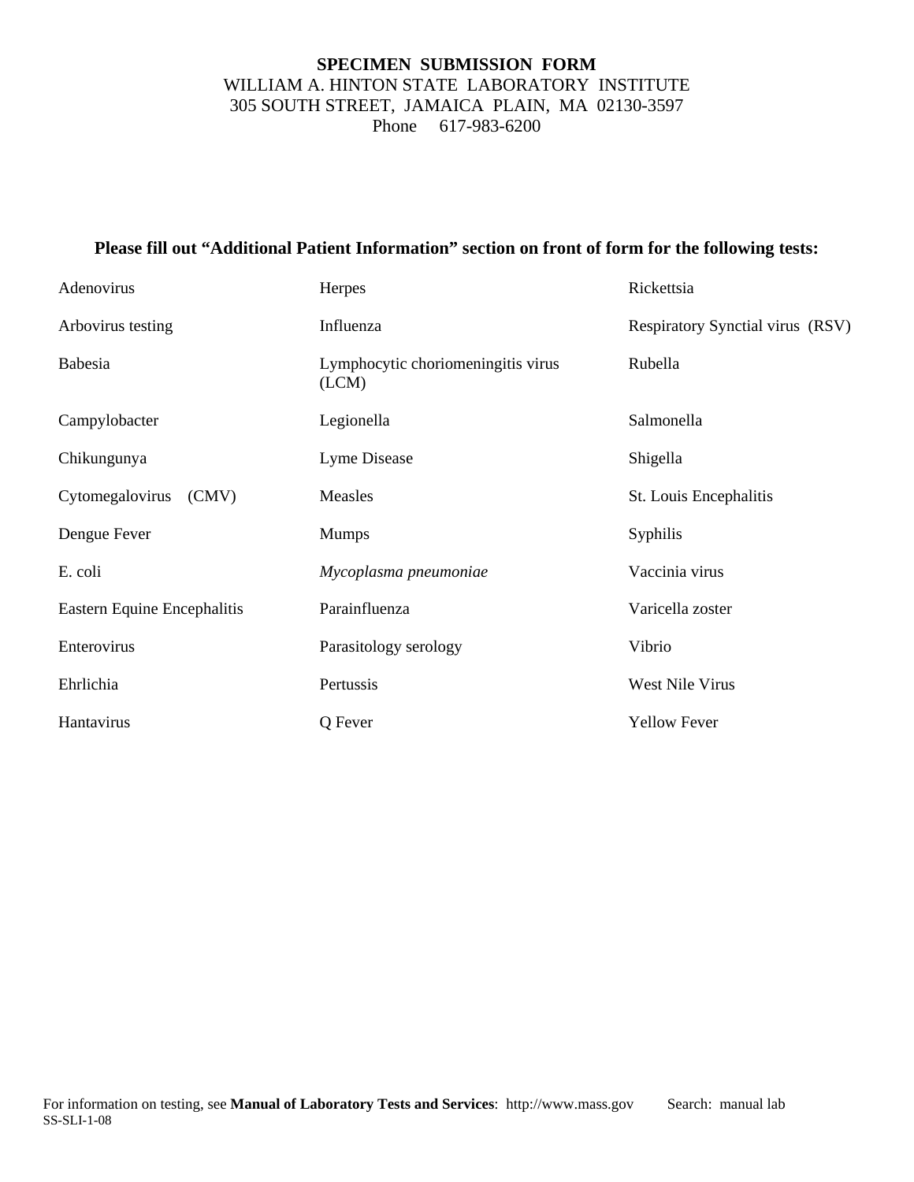**SPECIMEN SUBMISSION FORM**
WILLIAM A. HINTON STATE LABORATORY INSTITUTE
305 SOUTH STREET, JAMAICA PLAIN, MA 02130-3597
Phone 617-983-6200

**Please fill out "Additional Patient Information" section on front of form for the following tests:**

| | | |
|---|---|---|
| Adenovirus | Herpes | Rickettsia |
| Arbovirus testing | Influenza | Respiratory Synctial virus (RSV) |
| Babesia | Lymphocytic choriomeningitis virus (LCM) | Rubella |
| Campylobacter | Legionella | Salmonella |
| Chikungunya | Lyme Disease | Shigella |
| Cytomegalovirus (CMV) | Measles | St. Louis Encephalitis |
| Dengue Fever | Mumps | Syphilis |
| E. coli | *Mycoplasma pneumoniae* | Vaccinia virus |
| Eastern Equine Encephalitis | Parainfluenza | Varicella zoster |
| Enterovirus | Parasitology serology | Vibrio |
| Ehrlichia | Pertussis | West Nile Virus |
| Hantavirus | Q Fever | Yellow Fever |

For information on testing, see **Manual of Laboratory Tests and Services**: http://www.mass.gov Search: manual lab
SS-SLI-1-08